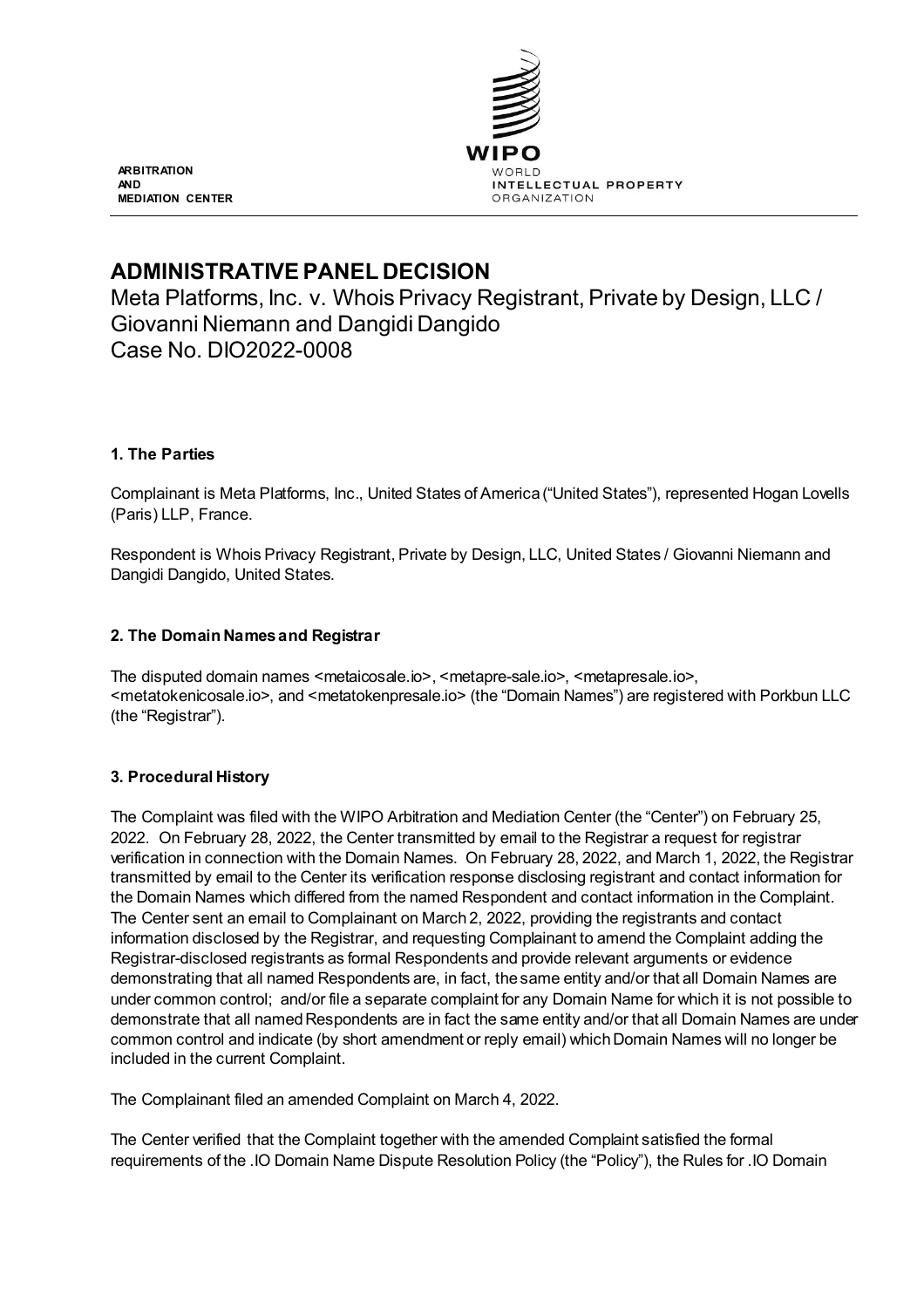ARBITRATION
AND
MEDIATION CENTER

WIPO
WORLD
INTELLECTUAL PROPERTY
ORGANIZATION

# ADMINISTRATIVE PANEL DECISION

Meta Platforms, Inc. v. Whois Privacy Registrant, Private by Design, LLC / Giovanni Niemann and Dangidi Dangido
Case No. DIO2022-0008

## 1. The Parties

Complainant is Meta Platforms, Inc., United States of America ("United States"), represented Hogan Lovells (Paris) LLP, France.

Respondent is Whois Privacy Registrant, Private by Design, LLC, United States / Giovanni Niemann and Dangidi Dangido, United States.

## 2. The Domain Names and Registrar

The disputed domain names <metaicosale.io>, <metapre-sale.io>, <metapresale.io>, <metatokenicosale.io>, and <metatokenpresale.io> (the "Domain Names") are registered with Porkbun LLC (the "Registrar").

## 3. Procedural History

The Complaint was filed with the WIPO Arbitration and Mediation Center (the "Center") on February 25, 2022. On February 28, 2022, the Center transmitted by email to the Registrar a request for registrar verification in connection with the Domain Names. On February 28, 2022, and March 1, 2022, the Registrar transmitted by email to the Center its verification response disclosing registrant and contact information for the Domain Names which differed from the named Respondent and contact information in the Complaint. The Center sent an email to Complainant on March 2, 2022, providing the registrants and contact information disclosed by the Registrar, and requesting Complainant to amend the Complaint adding the Registrar-disclosed registrants as formal Respondents and provide relevant arguments or evidence demonstrating that all named Respondents are, in fact, the same entity and/or that all Domain Names are under common control; and/or file a separate complaint for any Domain Name for which it is not possible to demonstrate that all named Respondents are in fact the same entity and/or that all Domain Names are under common control and indicate (by short amendment or reply email) which Domain Names will no longer be included in the current Complaint.

The Complainant filed an amended Complaint on March 4, 2022.

The Center verified that the Complaint together with the amended Complaint satisfied the formal requirements of the .IO Domain Name Dispute Resolution Policy (the "Policy"), the Rules for .IO Domain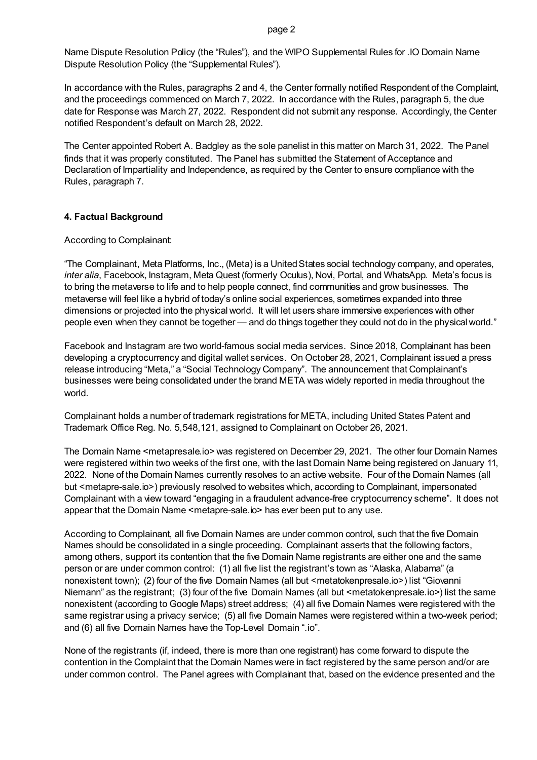Name Dispute Resolution Policy (the "Rules"), and the WIPO Supplemental Rules for .IO Domain Name Dispute Resolution Policy (the "Supplemental Rules").

In accordance with the Rules, paragraphs 2 and 4, the Center formally notified Respondent of the Complaint, and the proceedings commenced on March 7, 2022. In accordance with the Rules, paragraph 5, the due date for Response was March 27, 2022. Respondent did not submit any response. Accordingly, the Center notified Respondent's default on March 28, 2022.

The Center appointed Robert A. Badgley as the sole panelist in this matter on March 31, 2022. The Panel finds that it was properly constituted. The Panel has submitted the Statement of Acceptance and Declaration of Impartiality and Independence, as required by the Center to ensure compliance with the Rules, paragraph 7.

## 4. Factual Background

According to Complainant:

"The Complainant, Meta Platforms, Inc., (Meta) is a United States social technology company, and operates, *inter alia*, Facebook, Instagram, Meta Quest (formerly Oculus), Novi, Portal, and WhatsApp. Meta's focus is to bring the metaverse to life and to help people connect, find communities and grow businesses. The metaverse will feel like a hybrid of today's online social experiences, sometimes expanded into three dimensions or projected into the physical world. It will let users share immersive experiences with other people even when they cannot be together — and do things together they could not do in the physical world."

Facebook and Instagram are two world-famous social media services. Since 2018, Complainant has been developing a cryptocurrency and digital wallet services. On October 28, 2021, Complainant issued a press release introducing "Meta," a "Social Technology Company". The announcement that Complainant's businesses were being consolidated under the brand META was widely reported in media throughout the world.

Complainant holds a number of trademark registrations for META, including United States Patent and Trademark Office Reg. No. 5,548,121, assigned to Complainant on October 26, 2021.

The Domain Name <metapresale.io> was registered on December 29, 2021. The other four Domain Names were registered within two weeks of the first one, with the last Domain Name being registered on January 11, 2022. None of the Domain Names currently resolves to an active website. Four of the Domain Names (all but <metapre-sale.io>) previously resolved to websites which, according to Complainant, impersonated Complainant with a view toward "engaging in a fraudulent advance-free cryptocurrency scheme". It does not appear that the Domain Name <metapre-sale.io> has ever been put to any use.

According to Complainant, all five Domain Names are under common control, such that the five Domain Names should be consolidated in a single proceeding. Complainant asserts that the following factors, among others, support its contention that the five Domain Name registrants are either one and the same person or are under common control: (1) all five list the registrant's town as "Alaska, Alabama" (a nonexistent town); (2) four of the five Domain Names (all but <metatokenpresale.io>) list "Giovanni Niemann" as the registrant; (3) four of the five Domain Names (all but <metatokenpresale.io>) list the same nonexistent (according to Google Maps) street address; (4) all five Domain Names were registered with the same registrar using a privacy service; (5) all five Domain Names were registered within a two-week period; and (6) all five Domain Names have the Top-Level Domain ".io".

None of the registrants (if, indeed, there is more than one registrant) has come forward to dispute the contention in the Complaint that the Domain Names were in fact registered by the same person and/or are under common control. The Panel agrees with Complainant that, based on the evidence presented and the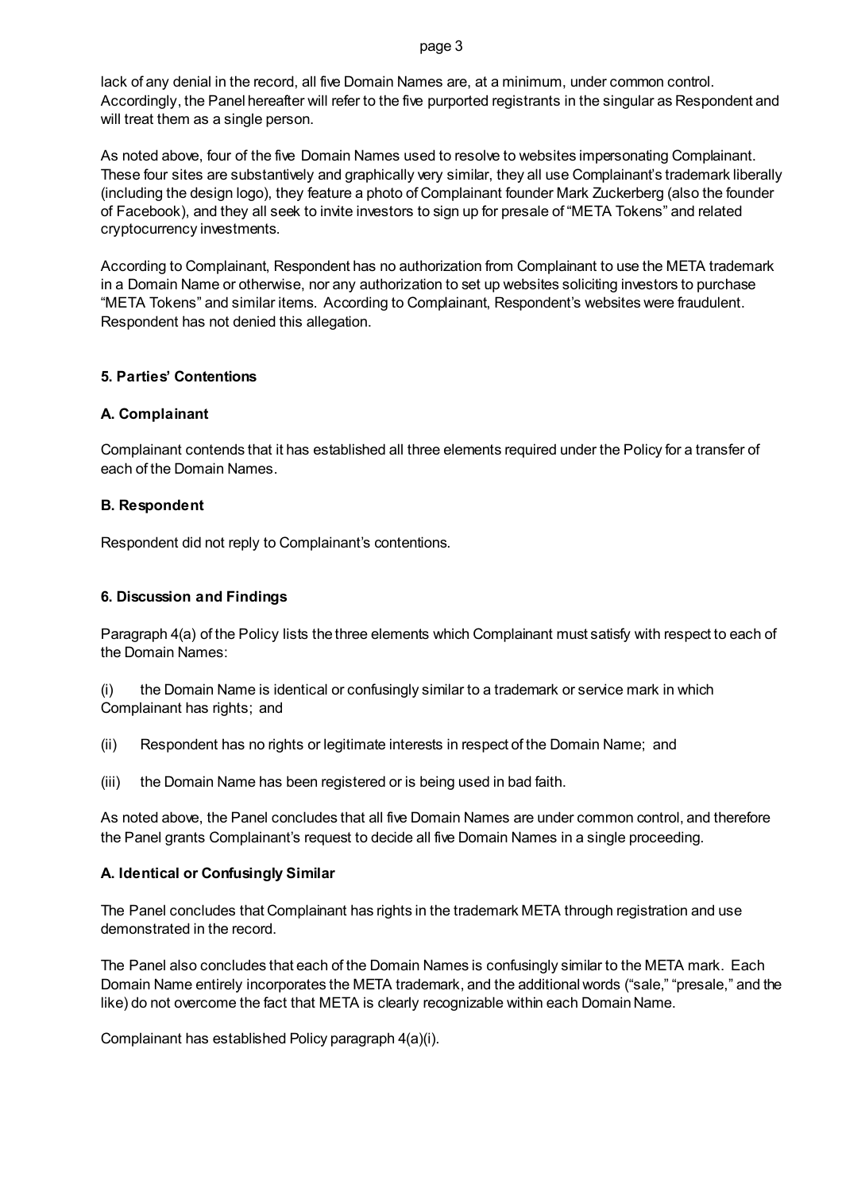lack of any denial in the record, all five Domain Names are, at a minimum, under common control. Accordingly, the Panel hereafter will refer to the five purported registrants in the singular as Respondent and will treat them as a single person.

As noted above, four of the five Domain Names used to resolve to websites impersonating Complainant. These four sites are substantively and graphically very similar, they all use Complainant's trademark liberally (including the design logo), they feature a photo of Complainant founder Mark Zuckerberg (also the founder of Facebook), and they all seek to invite investors to sign up for presale of "META Tokens" and related cryptocurrency investments.

According to Complainant, Respondent has no authorization from Complainant to use the META trademark in a Domain Name or otherwise, nor any authorization to set up websites soliciting investors to purchase "META Tokens" and similar items. According to Complainant, Respondent's websites were fraudulent. Respondent has not denied this allegation.

## 5. Parties' Contentions

### A. Complainant

Complainant contends that it has established all three elements required under the Policy for a transfer of each of the Domain Names.

### B. Respondent

Respondent did not reply to Complainant's contentions.

## 6. Discussion and Findings

Paragraph 4(a) of the Policy lists the three elements which Complainant must satisfy with respect to each of the Domain Names:

(i) the Domain Name is identical or confusingly similar to a trademark or service mark in which Complainant has rights; and

(ii) Respondent has no rights or legitimate interests in respect of the Domain Name; and

(iii) the Domain Name has been registered or is being used in bad faith.

As noted above, the Panel concludes that all five Domain Names are under common control, and therefore the Panel grants Complainant's request to decide all five Domain Names in a single proceeding.

### A. Identical or Confusingly Similar

The Panel concludes that Complainant has rights in the trademark META through registration and use demonstrated in the record.

The Panel also concludes that each of the Domain Names is confusingly similar to the META mark. Each Domain Name entirely incorporates the META trademark, and the additional words ("sale," "presale," and the like) do not overcome the fact that META is clearly recognizable within each Domain Name.

Complainant has established Policy paragraph 4(a)(i).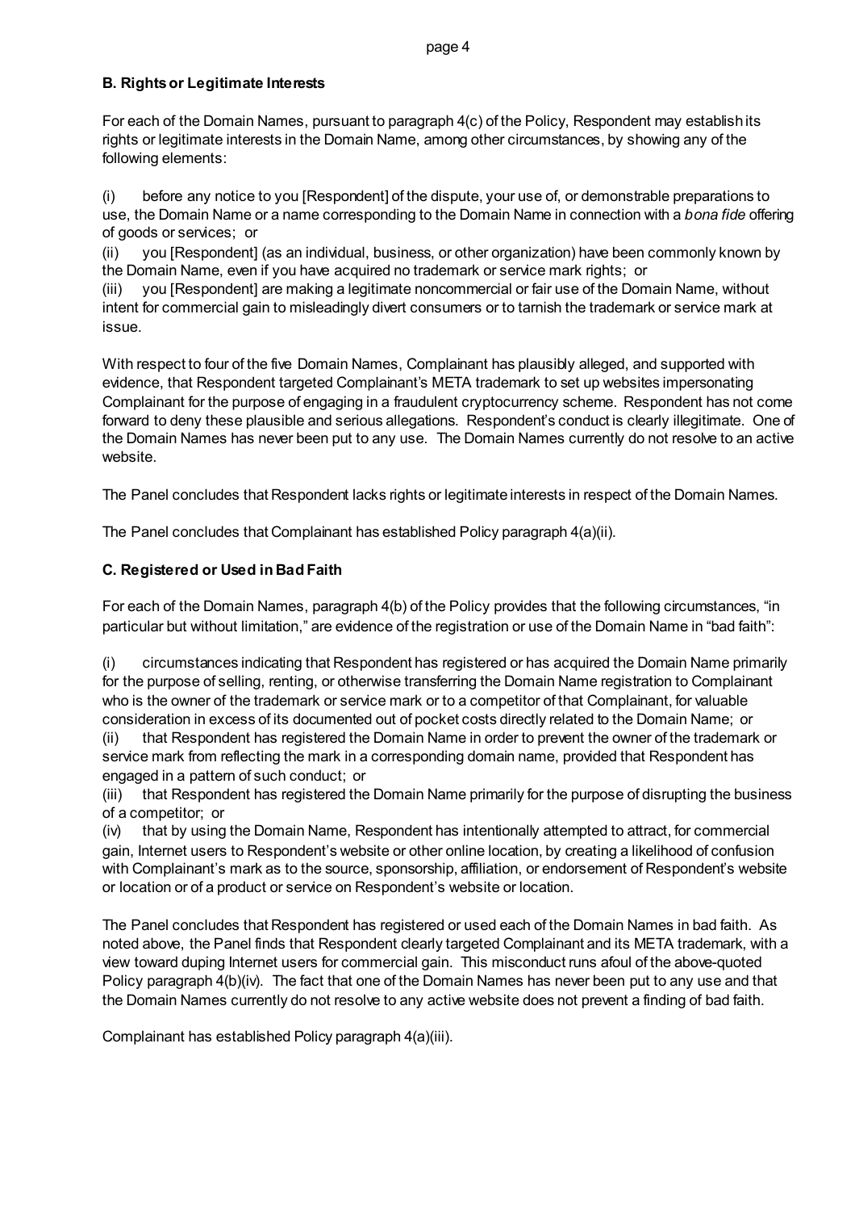**B. Rights or Legitimate Interests**

For each of the Domain Names, pursuant to paragraph 4(c) of the Policy, Respondent may establish its rights or legitimate interests in the Domain Name, among other circumstances, by showing any of the following elements:

(i) before any notice to you [Respondent] of the dispute, your use of, or demonstrable preparations to use, the Domain Name or a name corresponding to the Domain Name in connection with a *bona fide* offering of goods or services; or
(ii) you [Respondent] (as an individual, business, or other organization) have been commonly known by the Domain Name, even if you have acquired no trademark or service mark rights; or
(iii) you [Respondent] are making a legitimate noncommercial or fair use of the Domain Name, without intent for commercial gain to misleadingly divert consumers or to tarnish the trademark or service mark at issue.

With respect to four of the five Domain Names, Complainant has plausibly alleged, and supported with evidence, that Respondent targeted Complainant's META trademark to set up websites impersonating Complainant for the purpose of engaging in a fraudulent cryptocurrency scheme. Respondent has not come forward to deny these plausible and serious allegations. Respondent's conduct is clearly illegitimate. One of the Domain Names has never been put to any use. The Domain Names currently do not resolve to an active website.

The Panel concludes that Respondent lacks rights or legitimate interests in respect of the Domain Names.

The Panel concludes that Complainant has established Policy paragraph 4(a)(ii).

**C. Registered or Used in Bad Faith**

For each of the Domain Names, paragraph 4(b) of the Policy provides that the following circumstances, "in particular but without limitation," are evidence of the registration or use of the Domain Name in "bad faith":

(i) circumstances indicating that Respondent has registered or has acquired the Domain Name primarily for the purpose of selling, renting, or otherwise transferring the Domain Name registration to Complainant who is the owner of the trademark or service mark or to a competitor of that Complainant, for valuable consideration in excess of its documented out of pocket costs directly related to the Domain Name; or
(ii) that Respondent has registered the Domain Name in order to prevent the owner of the trademark or service mark from reflecting the mark in a corresponding domain name, provided that Respondent has engaged in a pattern of such conduct; or
(iii) that Respondent has registered the Domain Name primarily for the purpose of disrupting the business of a competitor; or
(iv) that by using the Domain Name, Respondent has intentionally attempted to attract, for commercial gain, Internet users to Respondent's website or other online location, by creating a likelihood of confusion with Complainant's mark as to the source, sponsorship, affiliation, or endorsement of Respondent's website or location or of a product or service on Respondent's website or location.

The Panel concludes that Respondent has registered or used each of the Domain Names in bad faith. As noted above, the Panel finds that Respondent clearly targeted Complainant and its META trademark, with a view toward duping Internet users for commercial gain. This misconduct runs afoul of the above-quoted Policy paragraph 4(b)(iv). The fact that one of the Domain Names has never been put to any use and that the Domain Names currently do not resolve to any active website does not prevent a finding of bad faith.

Complainant has established Policy paragraph 4(a)(iii).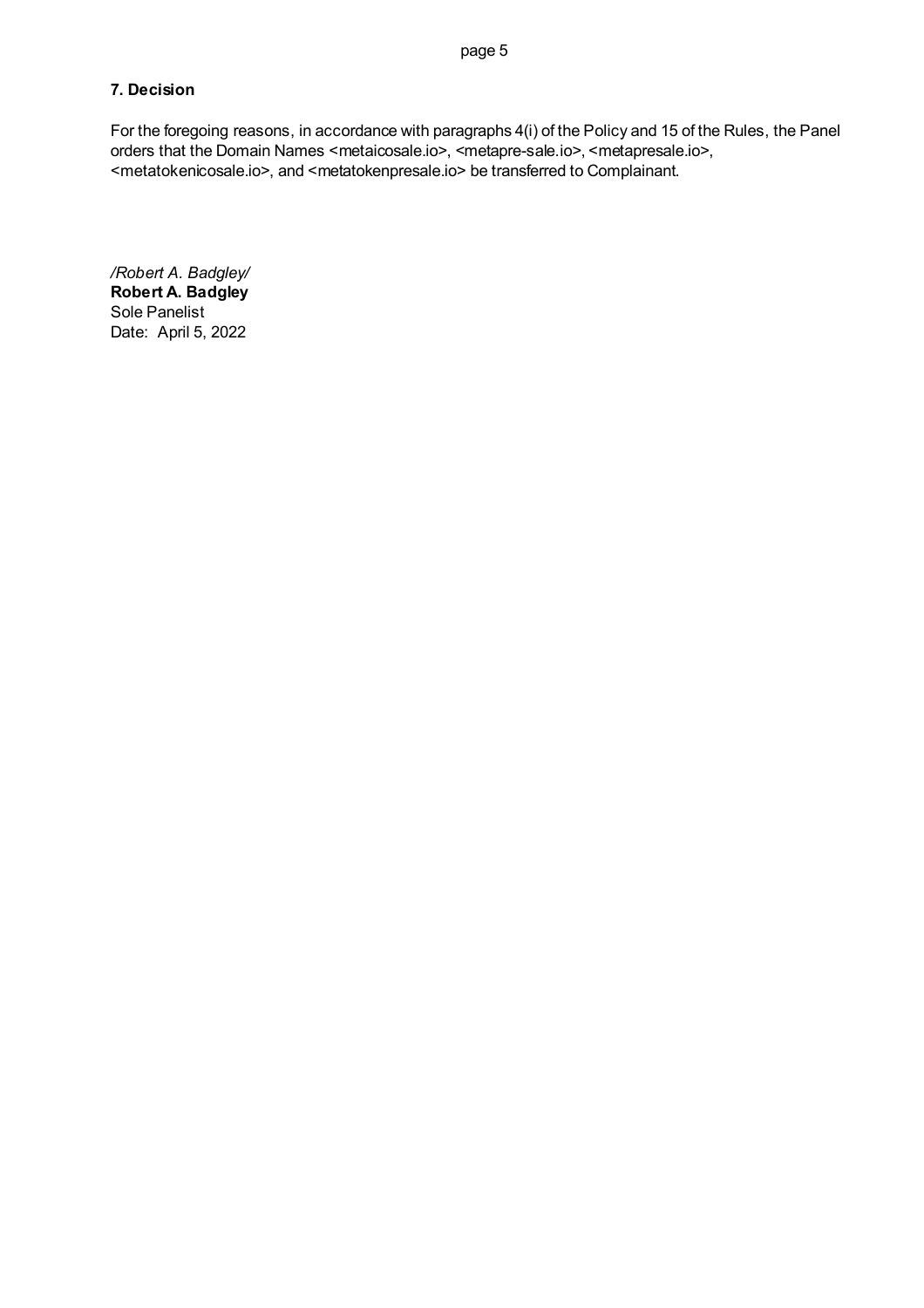## 7. Decision

For the foregoing reasons, in accordance with paragraphs 4(i) of the Policy and 15 of the Rules, the Panel orders that the Domain Names <metaicosale.io>, <metapre-sale.io>, <metapresale.io>, <metatokenicosale.io>, and <metatokenpresale.io> be transferred to Complainant.

*/Robert A. Badgley/*
**Robert A. Badgley**
Sole Panelist
Date: April 5, 2022